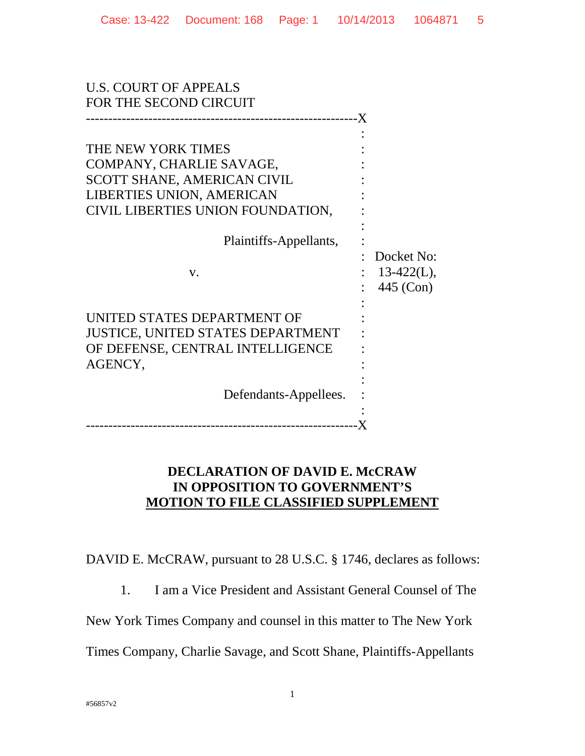U.S. COURT OF APPEALS
FOR THE SECOND CIRCUIT

| | |
|---|---|
| THE NEW YORK TIMES COMPANY, CHARLIE SAVAGE, SCOTT SHANE, AMERICAN CIVIL LIBERTIES UNION, AMERICAN CIVIL LIBERTIES UNION FOUNDATION,<br><br>Plaintiffs-Appellants,<br><br>v.<br><br>UNITED STATES DEPARTMENT OF JUSTICE, UNITED STATES DEPARTMENT OF DEFENSE, CENTRAL INTELLIGENCE AGENCY,<br><br>Defendants-Appellees. | Docket No: 13-422(L), 445 (Con) |

**DECLARATION OF DAVID E. McCRAW**
**IN OPPOSITION TO GOVERNMENT'S**
**MOTION TO FILE CLASSIFIED SUPPLEMENT**

DAVID E. McCRAW, pursuant to 28 U.S.C. § 1746, declares as follows:

1. I am a Vice President and Assistant General Counsel of The New York Times Company and counsel in this matter to The New York Times Company, Charlie Savage, and Scott Shane, Plaintiffs-Appellants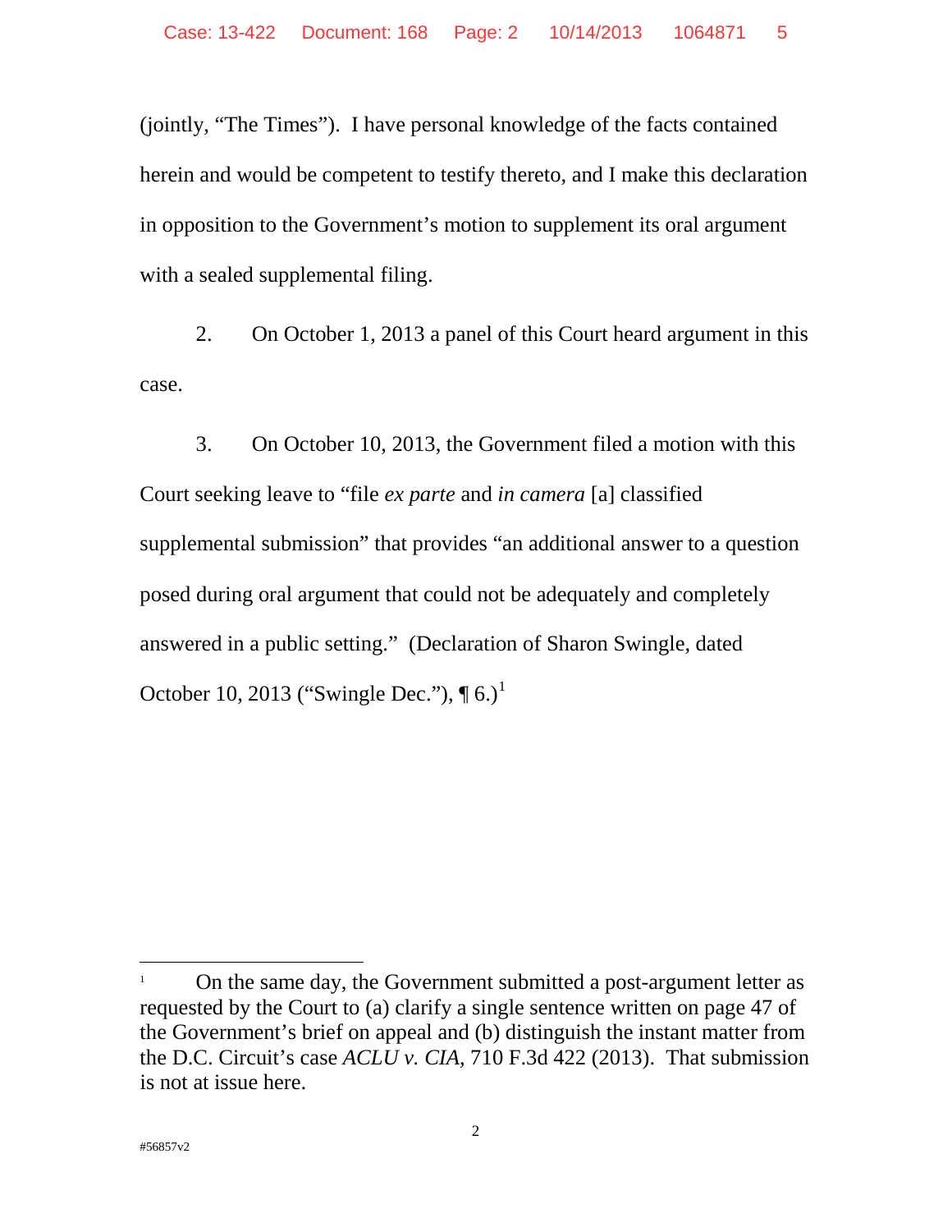(jointly, "The Times"). I have personal knowledge of the facts contained herein and would be competent to testify thereto, and I make this declaration in opposition to the Government's motion to supplement its oral argument with a sealed supplemental filing.

2. On October 1, 2013 a panel of this Court heard argument in this case.

3. On October 10, 2013, the Government filed a motion with this Court seeking leave to "file *ex parte* and *in camera* [a] classified supplemental submission" that provides "an additional answer to a question posed during oral argument that could not be adequately and completely answered in a public setting." (Declaration of Sharon Swingle, dated October 10, 2013 ("Swingle Dec."), ¶ 6.)[1]

---

[1] On the same day, the Government submitted a post-argument letter as requested by the Court to (a) clarify a single sentence written on page 47 of the Government's brief on appeal and (b) distinguish the instant matter from the D.C. Circuit's case *ACLU v. CIA*, 710 F.3d 422 (2013). That submission is not at issue here.

#56857v2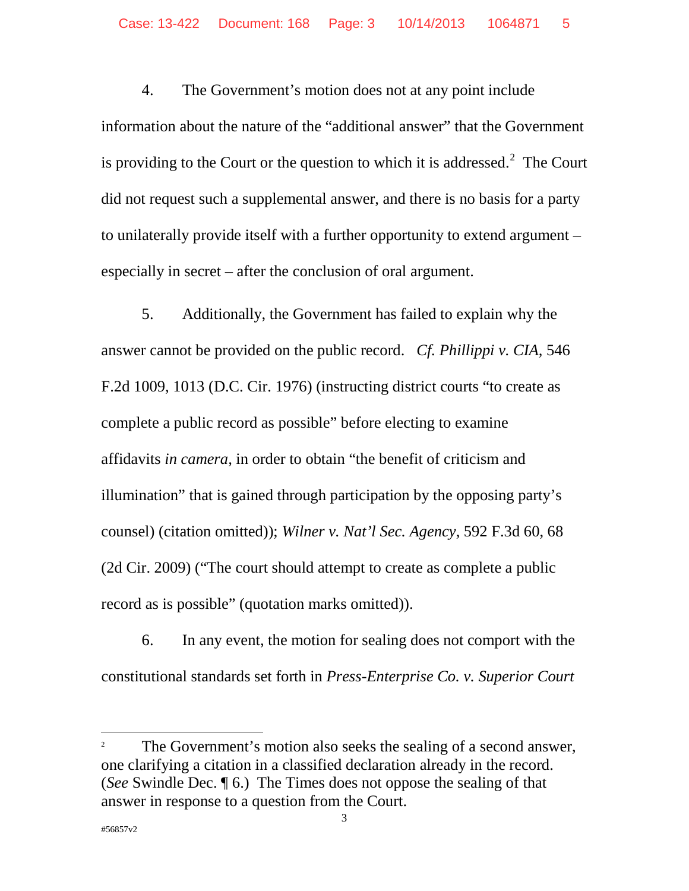4. The Government's motion does not at any point include information about the nature of the "additional answer" that the Government is providing to the Court or the question to which it is addressed.[2] The Court did not request such a supplemental answer, and there is no basis for a party to unilaterally provide itself with a further opportunity to extend argument – especially in secret – after the conclusion of oral argument.

5. Additionally, the Government has failed to explain why the answer cannot be provided on the public record. *Cf. Phillippi v. CIA,* 546 F.2d 1009, 1013 (D.C. Cir. 1976) (instructing district courts "to create as complete a public record as possible" before electing to examine affidavits *in camera,* in order to obtain "the benefit of criticism and illumination" that is gained through participation by the opposing party's counsel) (citation omitted)); *Wilner v. Nat'l Sec. Agency*, 592 F.3d 60, 68 (2d Cir. 2009) ("The court should attempt to create as complete a public record as is possible" (quotation marks omitted)).

6. In any event, the motion for sealing does not comport with the constitutional standards set forth in *Press-Enterprise Co. v. Superior Court*

---

[2] The Government's motion also seeks the sealing of a second answer, one clarifying a citation in a classified declaration already in the record. (*See* Swindle Dec. ¶ 6.) The Times does not oppose the sealing of that answer in response to a question from the Court.

#56857v2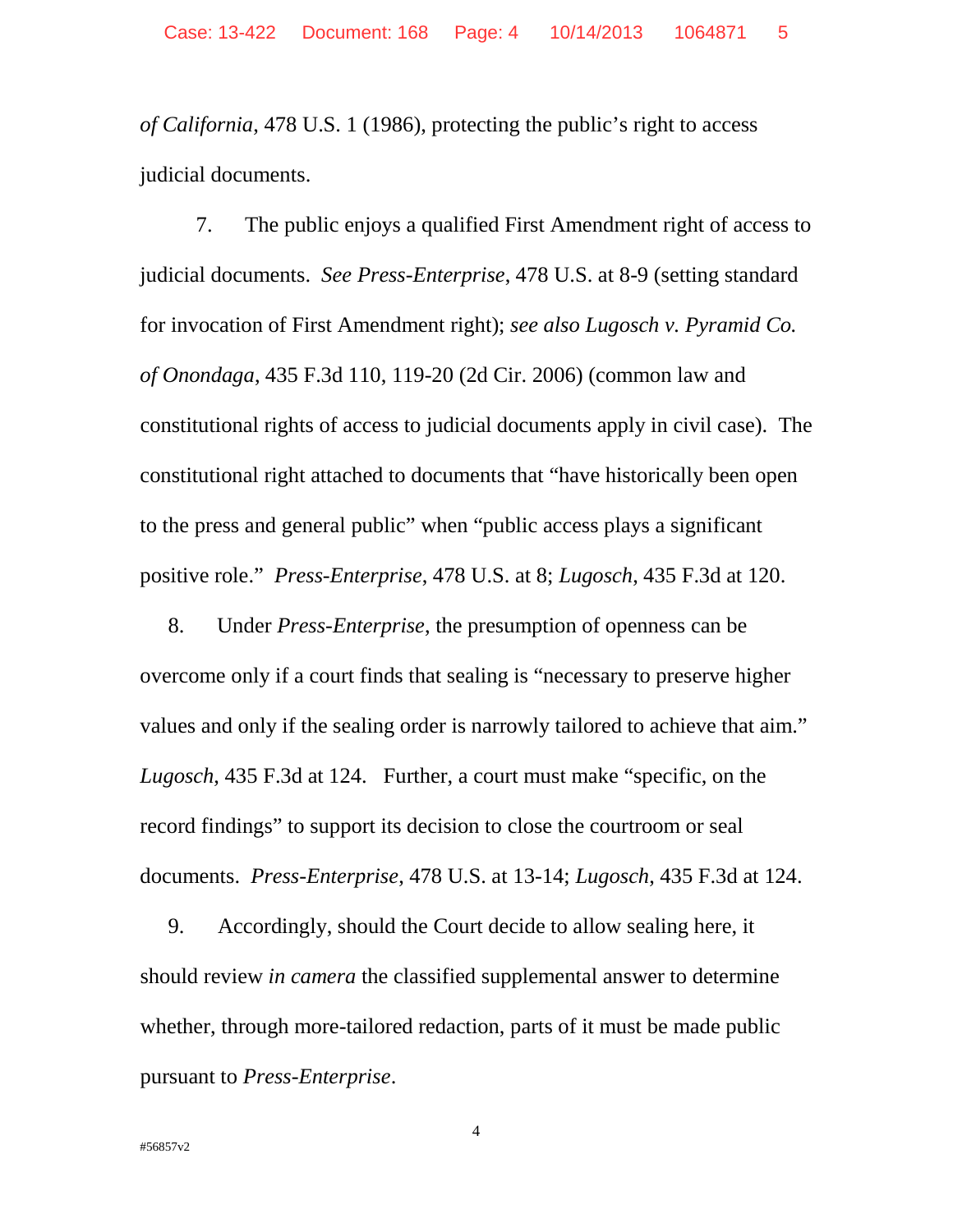*of California*, 478 U.S. 1 (1986), protecting the public's right to access judicial documents.

7. The public enjoys a qualified First Amendment right of access to judicial documents. *See Press-Enterprise*, 478 U.S. at 8-9 (setting standard for invocation of First Amendment right); *see also Lugosch v. Pyramid Co. of Onondaga*, 435 F.3d 110, 119-20 (2d Cir. 2006) (common law and constitutional rights of access to judicial documents apply in civil case). The constitutional right attached to documents that "have historically been open to the press and general public" when "public access plays a significant positive role." *Press-Enterprise*, 478 U.S. at 8; *Lugosch*, 435 F.3d at 120.

8. Under *Press-Enterprise*, the presumption of openness can be overcome only if a court finds that sealing is "necessary to preserve higher values and only if the sealing order is narrowly tailored to achieve that aim." *Lugosch*, 435 F.3d at 124. Further, a court must make "specific, on the record findings" to support its decision to close the courtroom or seal documents. *Press-Enterprise*, 478 U.S. at 13-14; *Lugosch*, 435 F.3d at 124.

9. Accordingly, should the Court decide to allow sealing here, it should review *in camera* the classified supplemental answer to determine whether, through more-tailored redaction, parts of it must be made public pursuant to *Press-Enterprise*.

#56857v2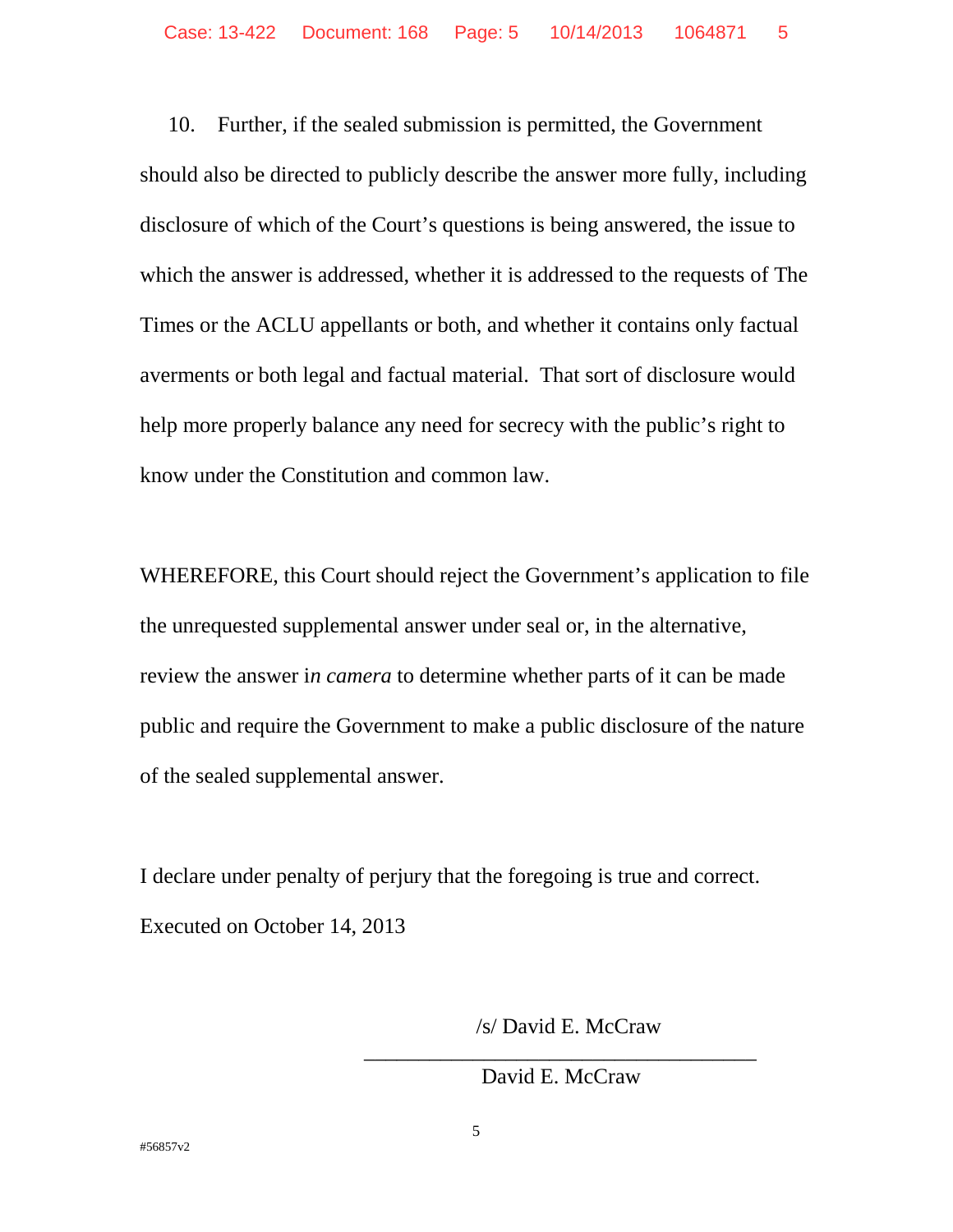10. Further, if the sealed submission is permitted, the Government should also be directed to publicly describe the answer more fully, including disclosure of which of the Court's questions is being answered, the issue to which the answer is addressed, whether it is addressed to the requests of The Times or the ACLU appellants or both, and whether it contains only factual averments or both legal and factual material. That sort of disclosure would help more properly balance any need for secrecy with the public's right to know under the Constitution and common law.

WHEREFORE, this Court should reject the Government's application to file the unrequested supplemental answer under seal or, in the alternative, review the answer i*n camera* to determine whether parts of it can be made public and require the Government to make a public disclosure of the nature of the sealed supplemental answer.

I declare under penalty of perjury that the foregoing is true and correct.
Executed on October 14, 2013

/s/ David E. McCraw
\_\_\_\_\_\_\_\_\_\_\_\_\_\_\_\_\_\_\_\_\_\_\_\_\_\_\_\_\_\_\_\_\_\_\_\_\_\_\_\_
David E. McCraw

#56857v2